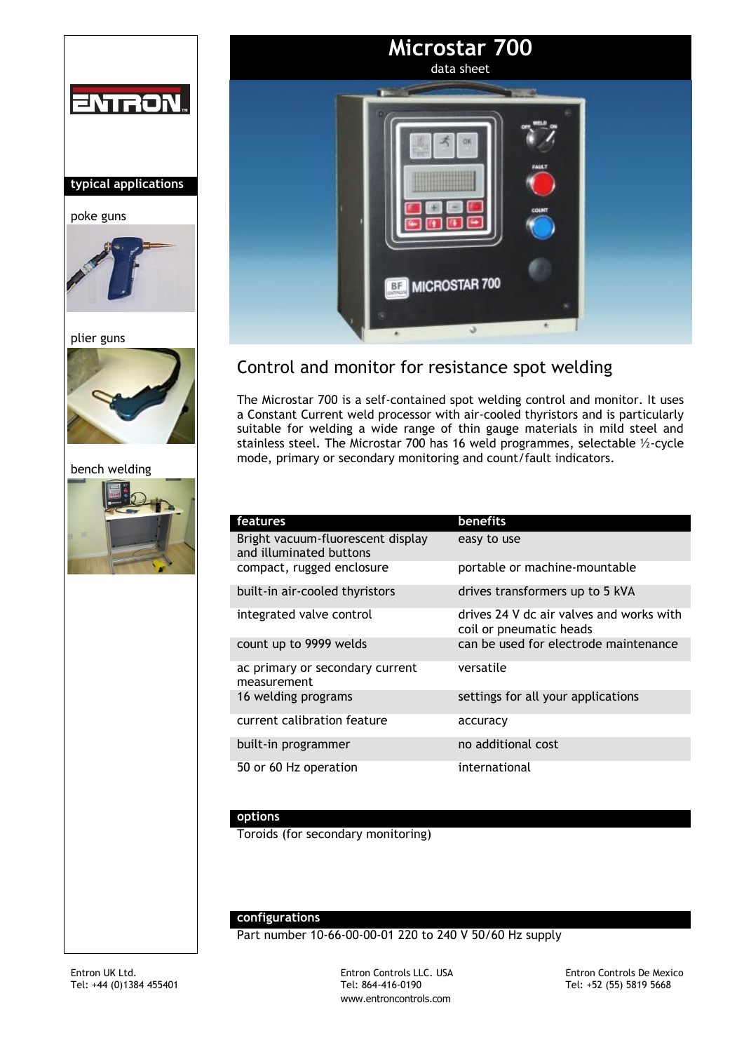# Microstar 700

data sheet

## typical applications

poke guns

plier guns

bench welding

## Control and monitor for resistance spot welding

The Microstar 700 is a self-contained spot welding control and monitor. It uses a Constant Current weld processor with air-cooled thyristors and is particularly suitable for welding a wide range of thin gauge materials in mild steel and stainless steel. The Microstar 700 has 16 weld programmes, selectable ½-cycle mode, primary or secondary monitoring and count/fault indicators.

| features | benefits |
| --- | --- |
| Bright vacuum-fluorescent display and illuminated buttons | easy to use |
| compact, rugged enclosure | portable or machine-mountable |
| built-in air-cooled thyristors | drives transformers up to 5 kVA |
| integrated valve control | drives 24 V dc air valves and works with coil or pneumatic heads |
| count up to 9999 welds | can be used for electrode maintenance |
| ac primary or secondary current measurement | versatile |
| 16 welding programs | settings for all your applications |
| current calibration feature | accuracy |
| built-in programmer | no additional cost |
| 50 or 60 Hz operation | international |

## options

Toroids (for secondary monitoring)

## configurations

Part number 10-66-00-00-01 220 to 240 V 50/60 Hz supply

Entron UK Ltd.
Tel: +44 (0)1384 455401

Entron Controls LLC. USA
Tel: 864-416-0190
www.entroncontrols.com

Entron Controls De Mexico
Tel: +52 (55) 5819 5668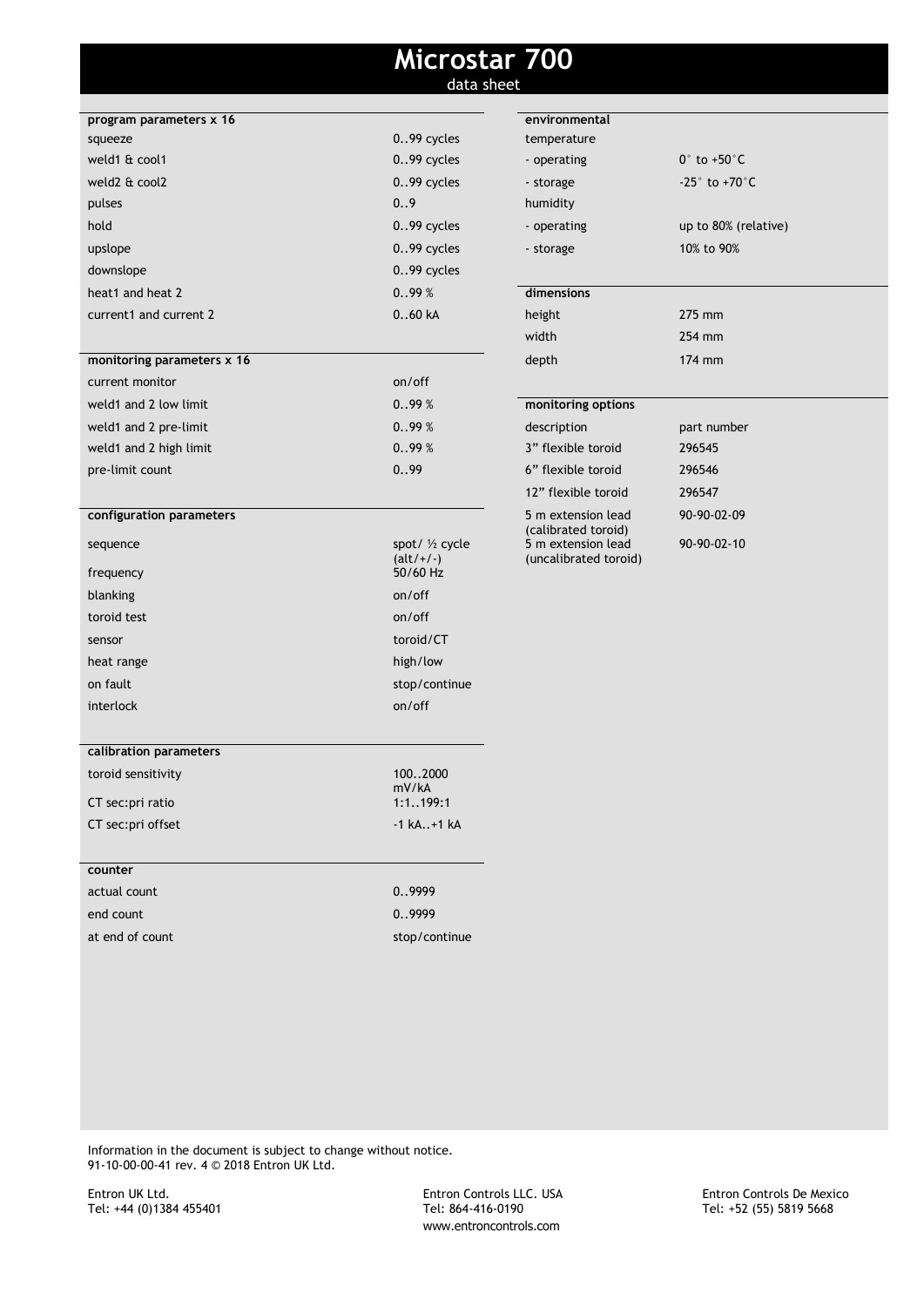# Microstar 700

data sheet

| program parameters x 16 | |
|---|---|
| squeeze | 0..99 cycles |
| weld1 & cool1 | 0..99 cycles |
| weld2 & cool2 | 0..99 cycles |
| pulses | 0..9 |
| hold | 0..99 cycles |
| upslope | 0..99 cycles |
| downslope | 0..99 cycles |
| heat1 and heat 2 | 0..99 % |
| current1 and current 2 | 0..60 kA |

| monitoring parameters x 16 | |
|---|---|
| current monitor | on/off |
| weld1 and 2 low limit | 0..99 % |
| weld1 and 2 pre-limit | 0..99 % |
| weld1 and 2 high limit | 0..99 % |
| pre-limit count | 0..99 |

| configuration parameters | |
|---|---|
| sequence | spot/ ½ cycle (alt/+/-) |
| frequency | 50/60 Hz |
| blanking | on/off |
| toroid test | on/off |
| sensor | toroid/CT |
| heat range | high/low |
| on fault | stop/continue |
| interlock | on/off |

| calibration parameters | |
|---|---|
| toroid sensitivity | 100..2000 mV/kA |
| CT sec:pri ratio | 1:1..199:1 |
| CT sec:pri offset | -1 kA..+1 kA |

| counter | |
|---|---|
| actual count | 0..9999 |
| end count | 0..9999 |
| at end of count | stop/continue |

| environmental | |
|---|---|
| temperature | |
| - operating | 0° to +50°C |
| - storage | -25° to +70°C |
| humidity | |
| - operating | up to 80% (relative) |
| - storage | 10% to 90% |

| dimensions | |
|---|---|
| height | 275 mm |
| width | 254 mm |
| depth | 174 mm |

| monitoring options | |
|---|---|
| description | part number |
| 3" flexible toroid | 296545 |
| 6" flexible toroid | 296546 |
| 12" flexible toroid | 296547 |
| 5 m extension lead (calibrated toroid) | 90-90-02-09 |
| 5 m extension lead (uncalibrated toroid) | 90-90-02-10 |

Information in the document is subject to change without notice.
91-10-00-00-41 rev. 4 © 2018 Entron UK Ltd.

Entron UK Ltd.
Tel: +44 (0)1384 455401

Entron Controls LLC. USA
Tel: 864-416-0190
www.entroncontrols.com

Entron Controls De Mexico
Tel: +52 (55) 5819 5668